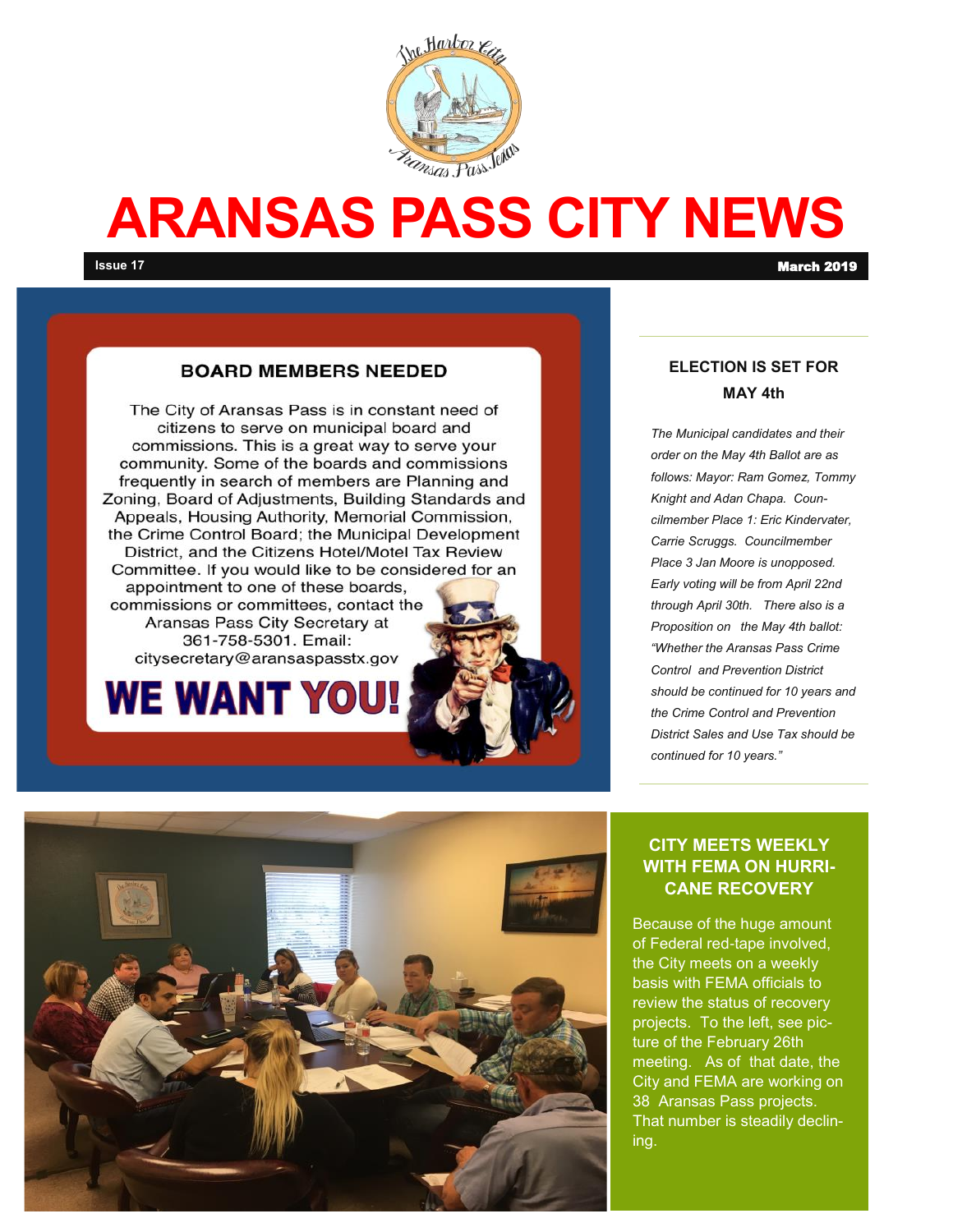# ARANSAS PASS CITY NEWS

**Issue 17** **March 2019**

## BOARD MEMBERS NEEDED

The City of Aransas Pass is in constant need of citizens to serve on municipal board and commissions. This is a great way to serve your community. Some of the boards and commissions frequently in search of members are Planning and Zoning, Board of Adjustments, Building Standards and Appeals, Housing Authority, Memorial Commission, the Crime Control Board; the Municipal Development District, and the Citizens Hotel/Motel Tax Review Committee. If you would like to be considered for an appointment to one of these boards, commissions or committees, contact the Aransas Pass City Secretary at 361-758-5301. Email: citysecretary@aransaspasstx.gov

**WE WANT YOU!**

## ELECTION IS SET FOR MAY 4th

*The Municipal candidates and their order on the May 4th Ballot are as follows: Mayor: Ram Gomez, Tommy Knight and Adan Chapa. Councilmember Place 1: Eric Kindervater, Carrie Scruggs. Councilmember Place 3 Jan Moore is unopposed. Early voting will be from April 22nd through April 30th. There also is a Proposition on the May 4th ballot: "Whether the Aransas Pass Crime Control and Prevention District should be continued for 10 years and the Crime Control and Prevention District Sales and Use Tax should be continued for 10 years."*

## CITY MEETS WEEKLY WITH FEMA ON HURRICANE RECOVERY

Because of the huge amount of Federal red-tape involved, the City meets on a weekly basis with FEMA officials to review the status of recovery projects. To the left, see picture of the February 26th meeting. As of that date, the City and FEMA are working on 38 Aransas Pass projects. That number is steadily declining.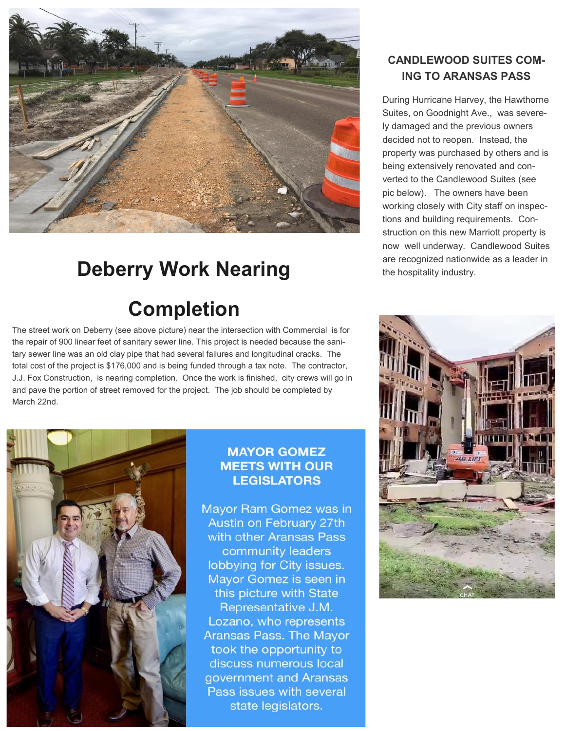## Deberry Work Nearing Completion

The street work on Deberry (see above picture) near the intersection with Commercial is for the repair of 900 linear feet of sanitary sewer line. This project is needed because the sanitary sewer line was an old clay pipe that had several failures and longitudinal cracks. The total cost of the project is $176,000 and is being funded through a tax note. The contractor, J.J. Fox Construction, is nearing completion. Once the work is finished, city crews will go in and pave the portion of street removed for the project. The job should be completed by March 22nd.

### MAYOR GOMEZ MEETS WITH OUR LEGISLATORS

Mayor Ram Gomez was in Austin on February 27th with other Aransas Pass community leaders lobbying for City issues. Mayor Gomez is seen in this picture with State Representative J.M. Lozano, who represents Aransas Pass. The Mayor took the opportunity to discuss numerous local government and Aransas Pass issues with several state legislators.

### CANDLEWOOD SUITES COMING TO ARANSAS PASS

During Hurricane Harvey, the Hawthorne Suites, on Goodnight Ave., was severely damaged and the previous owners decided not to reopen. Instead, the property was purchased by others and is being extensively renovated and converted to the Candlewood Suites (see pic below). The owners have been working closely with City staff on inspections and building requirements. Construction on this new Marriott property is now well underway. Candlewood Suites are recognized nationwide as a leader in the hospitality industry.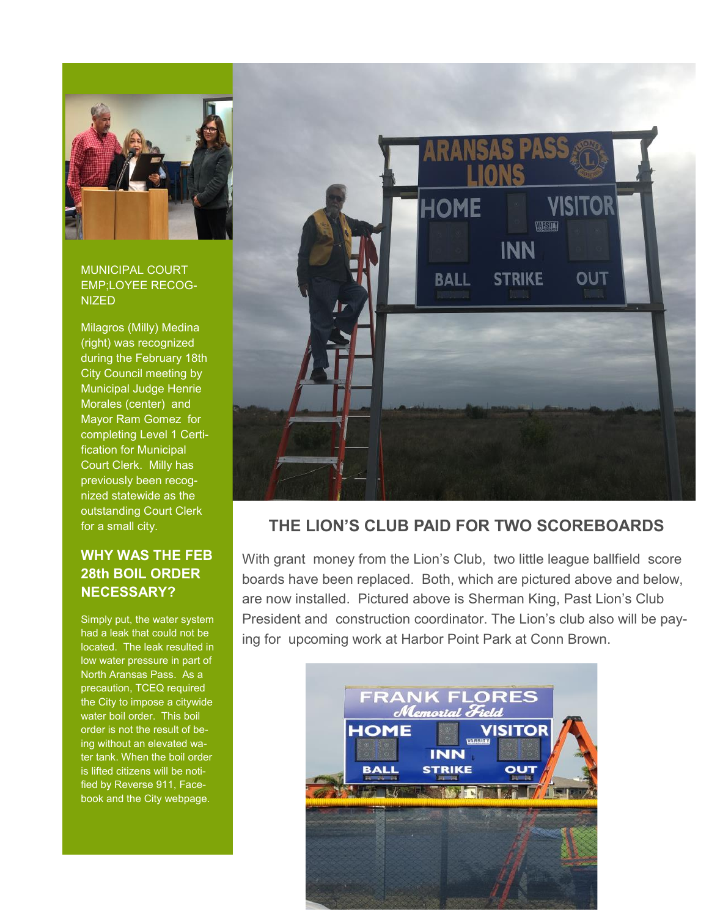MUNICIPAL COURT EMP;LOYEE RECOGNIZED

Milagros (Milly) Medina (right) was recognized during the February 18th City Council meeting by Municipal Judge Henrie Morales (center) and Mayor Ram Gomez for completing Level 1 Certification for Municipal Court Clerk. Milly has previously been recognized statewide as the outstanding Court Clerk for a small city.

## WHY WAS THE FEB 28th BOIL ORDER NECESSARY?

Simply put, the water system had a leak that could not be located. The leak resulted in low water pressure in part of North Aransas Pass. As a precaution, TCEQ required the City to impose a citywide water boil order. This boil order is not the result of being without an elevated water tank. When the boil order is lifted citizens will be notified by Reverse 911, Facebook and the City webpage.

## THE LION'S CLUB PAID FOR TWO SCOREBOARDS

With grant money from the Lion's Club, two little league ballfield score boards have been replaced. Both, which are pictured above and below, are now installed. Pictured above is Sherman King, Past Lion's Club President and construction coordinator. The Lion's club also will be paying for upcoming work at Harbor Point Park at Conn Brown.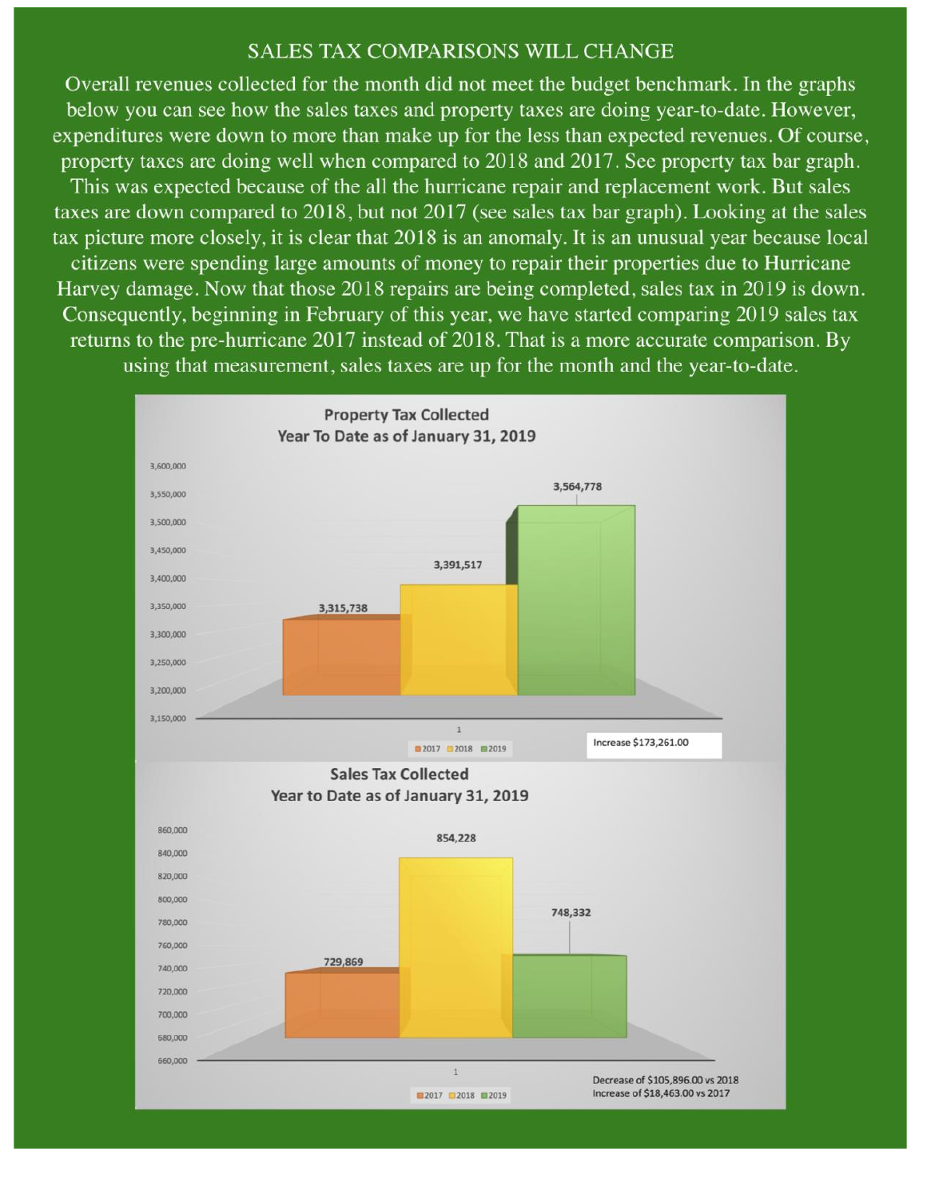## SALES TAX COMPARISONS WILL CHANGE

Overall revenues collected for the month did not meet the budget benchmark. In the graphs below you can see how the sales taxes and property taxes are doing year-to-date. However, expenditures were down to more than make up for the less than expected revenues. Of course, property taxes are doing well when compared to 2018 and 2017. See property tax bar graph. This was expected because of the all the hurricane repair and replacement work. But sales taxes are down compared to 2018, but not 2017 (see sales tax bar graph). Looking at the sales tax picture more closely, it is clear that 2018 is an anomaly. It is an unusual year because local citizens were spending large amounts of money to repair their properties due to Hurricane Harvey damage. Now that those 2018 repairs are being completed, sales tax in 2019 is down. Consequently, beginning in February of this year, we have started comparing 2019 sales tax returns to the pre-hurricane 2017 instead of 2018. That is a more accurate comparison. By using that measurement, sales taxes are up for the month and the year-to-date.

Property Tax Collected
Year To Date as of January 31, 2019

3,600,000
3,550,000
3,500,000
3,450,000
3,400,000
3,350,000
3,300,000
3,250,000
3,200,000
3,150,000

3,315,738
3,391,517
3,564,778

1

2017 2018 2019

Increase $173,261.00

Sales Tax Collected
Year to Date as of January 31, 2019

860,000
840,000
820,000
800,000
780,000
760,000
740,000
720,000
700,000
680,000
660,000

729,869
854,228
748,332

1

2017 2018 2019

Decrease of $105,896.00 vs 2018
Increase of $18,463.00 vs 2017